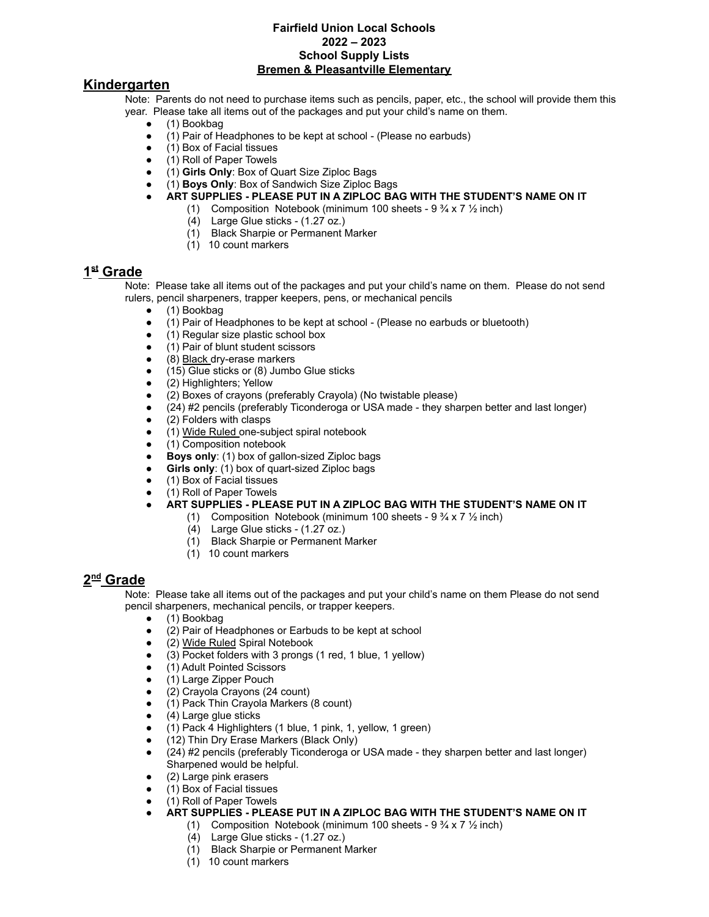**Fairfield Union Local Schools**
**2022 – 2023**
**School Supply Lists**
**Bremen & Pleasantville Elementary**

## Kindergarten

Note: Parents do not need to purchase items such as pencils, paper, etc., the school will provide them this year. Please take all items out of the packages and put your child's name on them.

- (1) Bookbag
- (1) Pair of Headphones to be kept at school - (Please no earbuds)
- (1) Box of Facial tissues
- (1) Roll of Paper Towels
- (1) **Girls Only**: Box of Quart Size Ziploc Bags
- (1) **Boys Only**: Box of Sandwich Size Ziploc Bags
- **ART SUPPLIES - PLEASE PUT IN A ZIPLOC BAG WITH THE STUDENT'S NAME ON IT**
  - (1) Composition Notebook (minimum 100 sheets - 9 ¾ x 7 ½ inch)
  - (4) Large Glue sticks - (1.27 oz.)
  - (1) Black Sharpie or Permanent Marker
  - (1) 10 count markers

## 1st Grade

Note: Please take all items out of the packages and put your child's name on them. Please do not send rulers, pencil sharpeners, trapper keepers, pens, or mechanical pencils

- (1) Bookbag
- (1) Pair of Headphones to be kept at school - (Please no earbuds or bluetooth)
- (1) Regular size plastic school box
- (1) Pair of blunt student scissors
- (8) Black dry-erase markers
- (15) Glue sticks or (8) Jumbo Glue sticks
- (2) Highlighters; Yellow
- (2) Boxes of crayons (preferably Crayola) (No twistable please)
- (24) #2 pencils (preferably Ticonderoga or USA made - they sharpen better and last longer)
- (2) Folders with clasps
- (1) Wide Ruled one-subject spiral notebook
- (1) Composition notebook
- **Boys only**: (1) box of gallon-sized Ziploc bags
- **Girls only**: (1) box of quart-sized Ziploc bags
- (1) Box of Facial tissues
- (1) Roll of Paper Towels
- **ART SUPPLIES - PLEASE PUT IN A ZIPLOC BAG WITH THE STUDENT'S NAME ON IT**
  - (1) Composition Notebook (minimum 100 sheets - 9 ¾ x 7 ½ inch)
  - (4) Large Glue sticks - (1.27 oz.)
  - (1) Black Sharpie or Permanent Marker
  - (1) 10 count markers

## 2nd Grade

Note: Please take all items out of the packages and put your child's name on them Please do not send pencil sharpeners, mechanical pencils, or trapper keepers.

- (1) Bookbag
- (2) Pair of Headphones or Earbuds to be kept at school
- (2) Wide Ruled Spiral Notebook
- (3) Pocket folders with 3 prongs (1 red, 1 blue, 1 yellow)
- (1) Adult Pointed Scissors
- (1) Large Zipper Pouch
- (2) Crayola Crayons (24 count)
- (1) Pack Thin Crayola Markers (8 count)
- (4) Large glue sticks
- (1) Pack 4 Highlighters (1 blue, 1 pink, 1, yellow, 1 green)
- (12) Thin Dry Erase Markers (Black Only)
- (24) #2 pencils (preferably Ticonderoga or USA made - they sharpen better and last longer) Sharpened would be helpful.
- (2) Large pink erasers
- (1) Box of Facial tissues
- (1) Roll of Paper Towels
- **ART SUPPLIES - PLEASE PUT IN A ZIPLOC BAG WITH THE STUDENT'S NAME ON IT**
  - (1) Composition Notebook (minimum 100 sheets - 9 ¾ x 7 ½ inch)
  - (4) Large Glue sticks - (1.27 oz.)
  - (1) Black Sharpie or Permanent Marker
  - (1) 10 count markers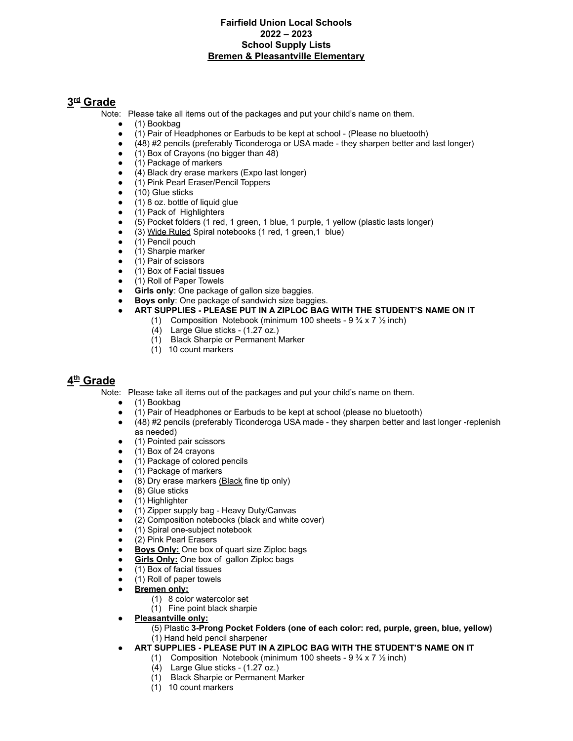**Fairfield Union Local Schools**
**2022 – 2023**
**School Supply Lists**
**Bremen & Pleasantville Elementary**

## 3rd Grade

Note: Please take all items out of the packages and put your child's name on them.

- (1) Bookbag
- (1) Pair of Headphones or Earbuds to be kept at school - (Please no bluetooth)
- (48) #2 pencils (preferably Ticonderoga or USA made - they sharpen better and last longer)
- (1) Box of Crayons (no bigger than 48)
- (1) Package of markers
- (4) Black dry erase markers (Expo last longer)
- (1) Pink Pearl Eraser/Pencil Toppers
- (10) Glue sticks
- (1) 8 oz. bottle of liquid glue
- (1) Pack of Highlighters
- (5) Pocket folders (1 red, 1 green, 1 blue, 1 purple, 1 yellow (plastic lasts longer)
- (3) Wide Ruled Spiral notebooks (1 red, 1 green,1 blue)
- (1) Pencil pouch
- (1) Sharpie marker
- (1) Pair of scissors
- (1) Box of Facial tissues
- (1) Roll of Paper Towels
- **Girls only**: One package of gallon size baggies.
- **Boys only**: One package of sandwich size baggies.
- **ART SUPPLIES - PLEASE PUT IN A ZIPLOC BAG WITH THE STUDENT'S NAME ON IT**
  - (1) Composition Notebook (minimum 100 sheets - 9 ¾ x 7 ½ inch)
  - (4) Large Glue sticks - (1.27 oz.)
  - (1) Black Sharpie or Permanent Marker
  - (1) 10 count markers

## 4th Grade

Note: Please take all items out of the packages and put your child's name on them.

- (1) Bookbag
- (1) Pair of Headphones or Earbuds to be kept at school (please no bluetooth)
- (48) #2 pencils (preferably Ticonderoga USA made - they sharpen better and last longer -replenish as needed)
- (1) Pointed pair scissors
- (1) Box of 24 crayons
- (1) Package of colored pencils
- (1) Package of markers
- (8) Dry erase markers (Black fine tip only)
- (8) Glue sticks
- (1) Highlighter
- (1) Zipper supply bag - Heavy Duty/Canvas
- (2) Composition notebooks (black and white cover)
- (1) Spiral one-subject notebook
- (2) Pink Pearl Erasers
- **Boys Only:** One box of quart size Ziploc bags
- **Girls Only:** One box of gallon Ziploc bags
- (1) Box of facial tissues
- (1) Roll of paper towels
- **Bremen only:**
  - (1) 8 color watercolor set
  - (1) Fine point black sharpie
- **Pleasantville only:**
  - (5) Plastic **3-Prong Pocket Folders (one of each color: red, purple, green, blue, yellow)**
  - (1) Hand held pencil sharpener
- **ART SUPPLIES - PLEASE PUT IN A ZIPLOC BAG WITH THE STUDENT'S NAME ON IT**
  - (1) Composition Notebook (minimum 100 sheets - 9 ¾ x 7 ½ inch)
  - (4) Large Glue sticks - (1.27 oz.)
  - (1) Black Sharpie or Permanent Marker
  - (1) 10 count markers